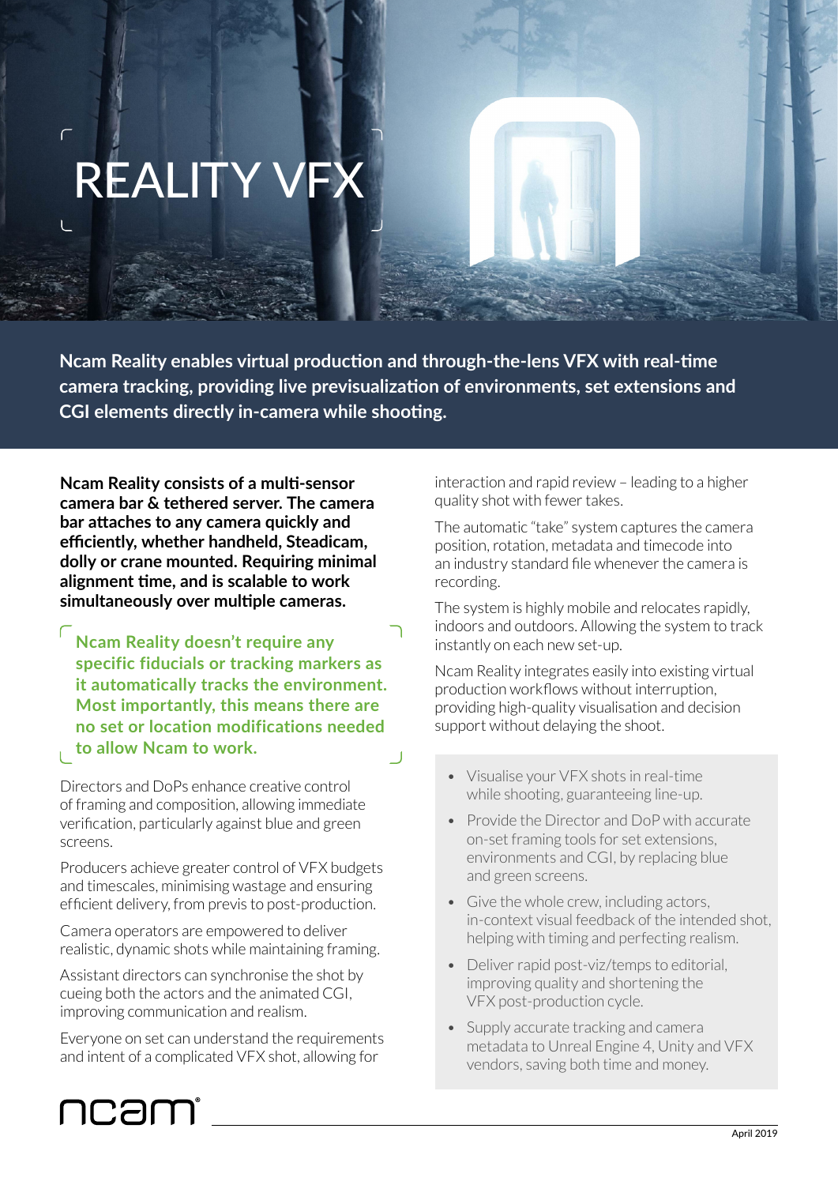# REALITY VFX

**Ncam Reality enables virtual production and through-the-lens VFX with real-time camera tracking, providing live previsualization of environments, set extensions and CGI elements directly in-camera while shooting.**

**Ncam Reality consists of a multi-sensor camera bar & tethered server. The camera bar attaches to any camera quickly and efficiently, whether handheld, Steadicam, dolly or crane mounted. Requiring minimal alignment time, and is scalable to work simultaneously over multiple cameras.**

> **Ncam Reality doesn't require any specific fiducials or tracking markers as it automatically tracks the environment. Most importantly, this means there are no set or location modifications needed to allow Ncam to work.**

Directors and DoPs enhance creative control of framing and composition, allowing immediate verification, particularly against blue and green screens.

Producers achieve greater control of VFX budgets and timescales, minimising wastage and ensuring efficient delivery, from previs to post-production.

Camera operators are empowered to deliver realistic, dynamic shots while maintaining framing.

Assistant directors can synchronise the shot by cueing both the actors and the animated CGI, improving communication and realism.

Everyone on set can understand the requirements and intent of a complicated VFX shot, allowing for interaction and rapid review – leading to a higher quality shot with fewer takes.

The automatic "take" system captures the camera position, rotation, metadata and timecode into an industry standard file whenever the camera is recording.

The system is highly mobile and relocates rapidly, indoors and outdoors. Allowing the system to track instantly on each new set-up.

Ncam Reality integrates easily into existing virtual production workflows without interruption, providing high-quality visualisation and decision support without delaying the shoot.

- Visualise your VFX shots in real-time while shooting, guaranteeing line-up.
- Provide the Director and DoP with accurate on-set framing tools for set extensions, environments and CGI, by replacing blue and green screens.
- Give the whole crew, including actors, in-context visual feedback of the intended shot, helping with timing and perfecting realism.
- Deliver rapid post-viz/temps to editorial, improving quality and shortening the VFX post-production cycle.
- Supply accurate tracking and camera metadata to Unreal Engine 4, Unity and VFX vendors, saving both time and money.

ncam®

April 2019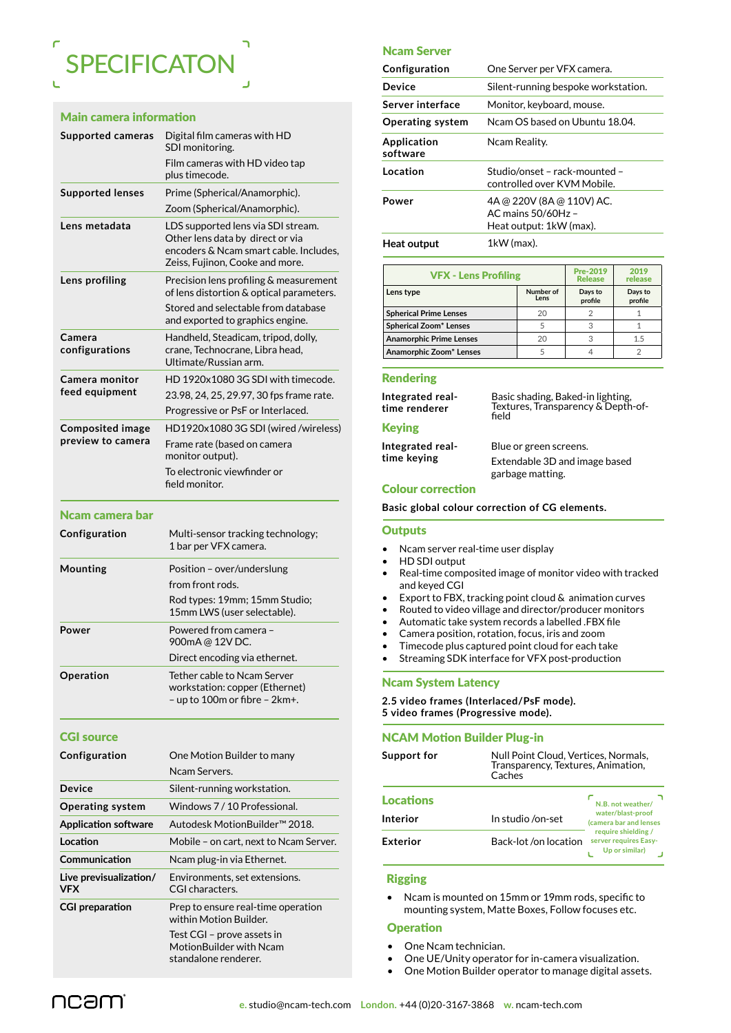# SPECIFICATON

## Main camera information

| | |
|---|---|
| **Supported cameras** | Digital film cameras with HD SDI monitoring.<br>Film cameras with HD video tap plus timecode. |
| **Supported lenses** | Prime (Spherical/Anamorphic).<br>Zoom (Spherical/Anamorphic). |
| **Lens metadata** | LDS supported lens via SDI stream. Other lens data by direct or via encoders & Ncam smart cable. Includes, Zeiss, Fujinon, Cooke and more. |
| **Lens profiling** | Precision lens profiling & measurement of lens distortion & optical parameters.<br>Stored and selectable from database and exported to graphics engine. |
| **Camera configurations** | Handheld, Steadicam, tripod, dolly, crane, Technocrane, Libra head, Ultimate/Russian arm. |
| **Camera monitor feed equipment** | HD 1920x1080 3G SDI with timecode.<br>23.98, 24, 25, 29.97, 30 fps frame rate.<br>Progressive or PsF or Interlaced. |
| **Composited image preview to camera** | HD1920x1080 3G SDI (wired /wireless)<br>Frame rate (based on camera monitor output).<br>To electronic viewfinder or field monitor. |

## Ncam camera bar

| | |
|---|---|
| **Configuration** | Multi-sensor tracking technology; 1 bar per VFX camera. |
| **Mounting** | Position – over/underslung<br>from front rods.<br>Rod types: 19mm; 15mm Studio; 15mm LWS (user selectable). |
| **Power** | Powered from camera – 900mA @ 12V DC.<br>Direct encoding via ethernet. |
| **Operation** | Tether cable to Ncam Server workstation: copper (Ethernet) – up to 100m or fibre – 2km+. |

## CGI source

| | |
|---|---|
| **Configuration** | One Motion Builder to many<br>Ncam Servers. |
| **Device** | Silent-running workstation. |
| **Operating system** | Windows 7 / 10 Professional. |
| **Application software** | Autodesk MotionBuilder™ 2018. |
| **Location** | Mobile – on cart, next to Ncam Server. |
| **Communication** | Ncam plug-in via Ethernet. |
| **Live previsualization/ VFX** | Environments, set extensions. CGI characters. |
| **CGI preparation** | Prep to ensure real-time operation within Motion Builder.<br>Test CGI – prove assets in MotionBuilder with Ncam standalone renderer. |

## Ncam Server

| | |
|---|---|
| **Configuration** | One Server per VFX camera. |
| **Device** | Silent-running bespoke workstation. |
| **Server interface** | Monitor, keyboard, mouse. |
| **Operating system** | Ncam OS based on Ubuntu 18.04. |
| **Application software** | Ncam Reality. |
| **Location** | Studio/onset – rack-mounted – controlled over KVM Mobile. |
| **Power** | 4A @ 220V (8A @ 110V) AC.<br>AC mains 50/60Hz –<br>Heat output: 1kW (max). |
| **Heat output** | 1kW (max). |

| VFX - Lens Profiling | | Pre-2019 Release | 2019 release |
|---|---|---|---|
| Lens type | Number of Lens | Days to profile | Days to profile |
| Spherical Prime Lenses | 20 | 2 | 1 |
| Spherical Zoom* Lenses | 5 | 3 | 1 |
| Anamorphic Prime Lenses | 20 | 3 | 1.5 |
| Anamorphic Zoom* Lenses | 5 | 4 | 2 |

## Rendering

**Integrated real-time renderer** — Basic shading, Baked-in lighting, Textures, Transparency & Depth-of-field

## Keying

**Integrated real-time keying** — Blue or green screens.
Extendable 3D and image based garbage matting.

## Colour correction

**Basic global colour correction of CG elements.**

## Outputs

- Ncam server real-time user display
- HD SDI output
- Real-time composited image of monitor video with tracked and keyed CGI
- Export to FBX, tracking point cloud & animation curves
- Routed to video village and director/producer monitors
- Automatic take system records a labelled .FBX file
- Camera position, rotation, focus, iris and zoom
- Timecode plus captured point cloud for each take
- Streaming SDK interface for VFX post-production

## Ncam System Latency

**2.5 video frames (Interlaced/PsF mode).**
**5 video frames (Progressive mode).**

## NCAM Motion Builder Plug-in

**Support for** — Null Point Cloud, Vertices, Normals, Transparency, Textures, Animation, Caches

## Locations

| | | |
|---|---|---|
| **Interior** | In studio /on-set | N.B. not weather/ water/blast-proof (camera bar and lenses require shielding / server requires Easy-Up or similar) |
| **Exterior** | Back-lot /on location | |

## Rigging

- Ncam is mounted on 15mm or 19mm rods, specific to mounting system, Matte Boxes, Follow focuses etc.

## Operation

- One Ncam technician.
- One UE/Unity operator for in-camera visualization.
- One Motion Builder operator to manage digital assets.

ncam

e. studio@ncam-tech.com London. +44 (0)20-3167-3868 w. ncam-tech.com